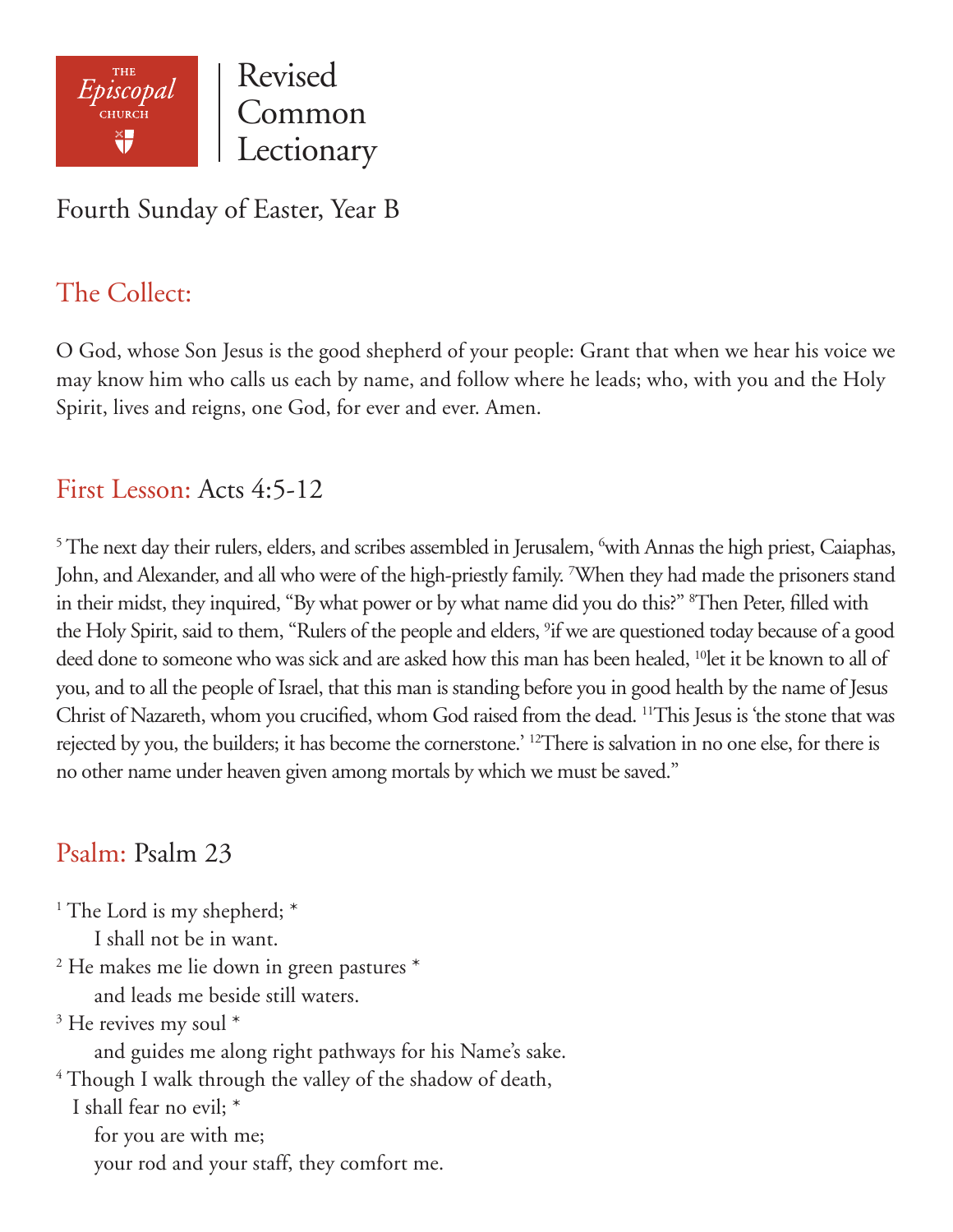THE Episcopal CHURCH | Revised Common Lectionary

# Fourth Sunday of Easter, Year B

## The Collect:

O God, whose Son Jesus is the good shepherd of your people: Grant that when we hear his voice we may know him who calls us each by name, and follow where he leads; who, with you and the Holy Spirit, lives and reigns, one God, for ever and ever. Amen.

## First Lesson: Acts 4:5-12

[5] The next day their rulers, elders, and scribes assembled in Jerusalem, [6]with Annas the high priest, Caiaphas, John, and Alexander, and all who were of the high-priestly family. [7]When they had made the prisoners stand in their midst, they inquired, "By what power or by what name did you do this?" [8]Then Peter, filled with the Holy Spirit, said to them, "Rulers of the people and elders, [9]if we are questioned today because of a good deed done to someone who was sick and are asked how this man has been healed, [10]let it be known to all of you, and to all the people of Israel, that this man is standing before you in good health by the name of Jesus Christ of Nazareth, whom you crucified, whom God raised from the dead. [11]This Jesus is 'the stone that was rejected by you, the builders; it has become the cornerstone.' [12]There is salvation in no one else, for there is no other name under heaven given among mortals by which we must be saved."

## Psalm: Psalm 23

[1] The Lord is my shepherd; *
    I shall not be in want.
[2] He makes me lie down in green pastures *
    and leads me beside still waters.
[3] He revives my soul *
    and guides me along right pathways for his Name's sake.
[4] Though I walk through the valley of the shadow of death,
  I shall fear no evil; *
    for you are with me;
    your rod and your staff, they comfort me.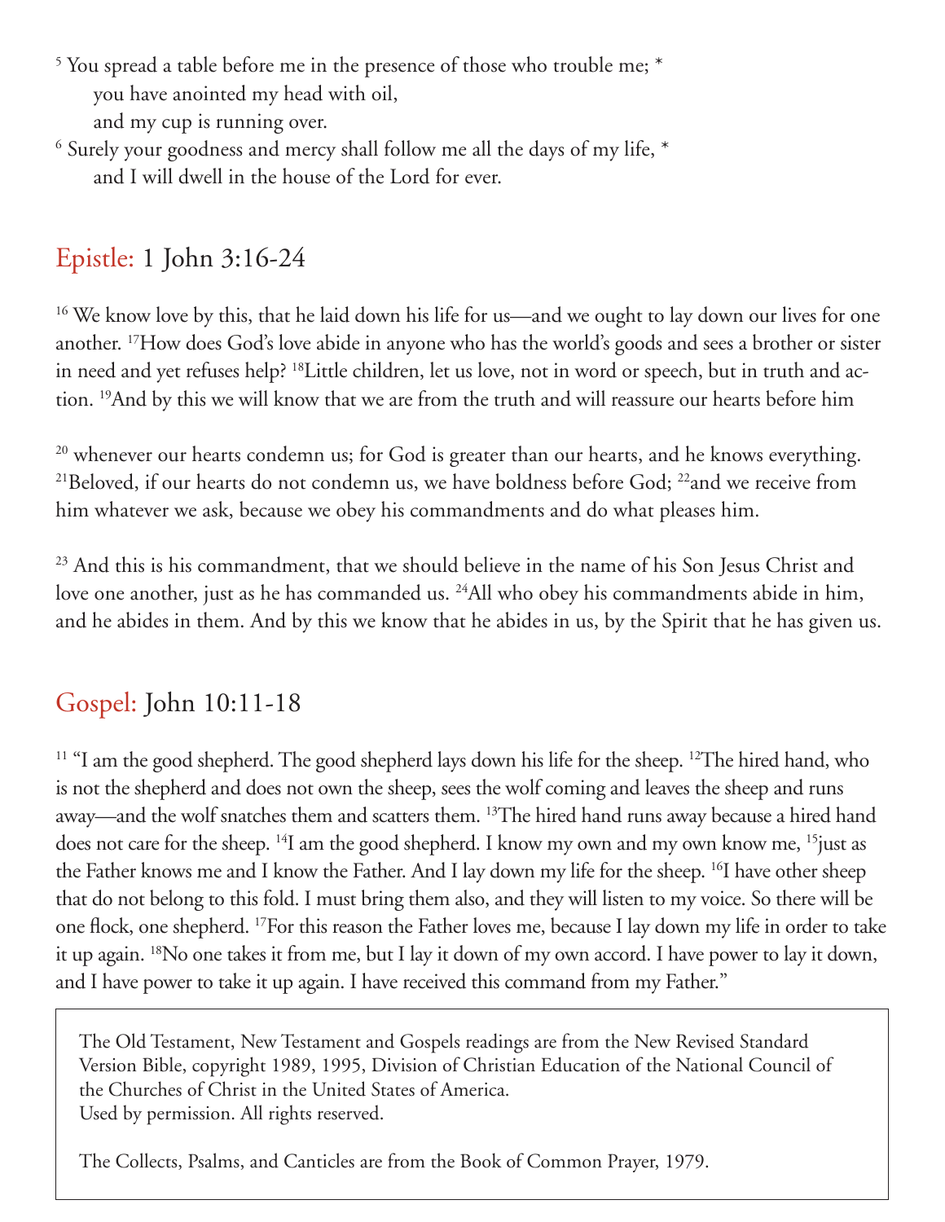[5] You spread a table before me in the presence of those who trouble me; *
you have anointed my head with oil,
and my cup is running over.

[6] Surely your goodness and mercy shall follow me all the days of my life, *
and I will dwell in the house of the Lord for ever.

## Epistle: 1 John 3:16-24

[16] We know love by this, that he laid down his life for us—and we ought to lay down our lives for one another. [17]How does God's love abide in anyone who has the world's goods and sees a brother or sister in need and yet refuses help? [18]Little children, let us love, not in word or speech, but in truth and action. [19]And by this we will know that we are from the truth and will reassure our hearts before him

[20] whenever our hearts condemn us; for God is greater than our hearts, and he knows everything. [21]Beloved, if our hearts do not condemn us, we have boldness before God; [22]and we receive from him whatever we ask, because we obey his commandments and do what pleases him.

[23] And this is his commandment, that we should believe in the name of his Son Jesus Christ and love one another, just as he has commanded us. [24]All who obey his commandments abide in him, and he abides in them. And by this we know that he abides in us, by the Spirit that he has given us.

## Gospel: John 10:11-18

[11] "I am the good shepherd. The good shepherd lays down his life for the sheep. [12]The hired hand, who is not the shepherd and does not own the sheep, sees the wolf coming and leaves the sheep and runs away—and the wolf snatches them and scatters them. [13]The hired hand runs away because a hired hand does not care for the sheep. [14]I am the good shepherd. I know my own and my own know me, [15]just as the Father knows me and I know the Father. And I lay down my life for the sheep. [16]I have other sheep that do not belong to this fold. I must bring them also, and they will listen to my voice. So there will be one flock, one shepherd. [17]For this reason the Father loves me, because I lay down my life in order to take it up again. [18]No one takes it from me, but I lay it down of my own accord. I have power to lay it down, and I have power to take it up again. I have received this command from my Father."

The Old Testament, New Testament and Gospels readings are from the New Revised Standard Version Bible, copyright 1989, 1995, Division of Christian Education of the National Council of the Churches of Christ in the United States of America.
Used by permission. All rights reserved.

The Collects, Psalms, and Canticles are from the Book of Common Prayer, 1979.